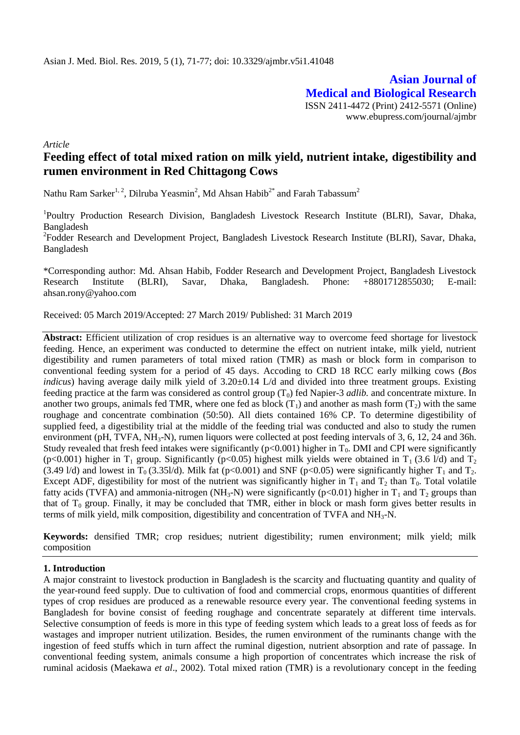## Asian Journal of Medical and Biological Research

ISSN 2411-4472 (Print) 2412-5571 (Online)
www.ebupress.com/journal/ajmbr

*Article*

# Feeding effect of total mixed ration on milk yield, nutrient intake, digestibility and rumen environment in Red Chittagong Cows

Nathu Ram Sarker[1, 2], Dilruba Yeasmin[2], Md Ahsan Habib[2*] and Farah Tabassum[2]

[1]Poultry Production Research Division, Bangladesh Livestock Research Institute (BLRI), Savar, Dhaka, Bangladesh

[2]Fodder Research and Development Project, Bangladesh Livestock Research Institute (BLRI), Savar, Dhaka, Bangladesh

*Corresponding author: Md. Ahsan Habib, Fodder Research and Development Project, Bangladesh Livestock Research Institute (BLRI), Savar, Dhaka, Bangladesh. Phone: +8801712855030; E-mail: ahsan.rony@yahoo.com

Received: 05 March 2019/Accepted: 27 March 2019/ Published: 31 March 2019

**Abstract:** Efficient utilization of crop residues is an alternative way to overcome feed shortage for livestock feeding. Hence, an experiment was conducted to determine the effect on nutrient intake, milk yield, nutrient digestibility and rumen parameters of total mixed ration (TMR) as mash or block form in comparison to conventional feeding system for a period of 45 days. Accoding to CRD 18 RCC early milking cows (*Bos indicus*) having average daily milk yield of 3.20±0.14 L/d and divided into three treatment groups. Existing feeding practice at the farm was considered as control group ($T_0$) fed Napier-3 *adlib.* and concentrate mixture. In another two groups, animals fed TMR, where one fed as block ($T_1$) and another as mash form ($T_2$) with the same roughage and concentrate combination (50:50). All diets contained 16% CP. To determine digestibility of supplied feed, a digestibility trial at the middle of the feeding trial was conducted and also to study the rumen environment (pH, TVFA, $NH_3$-N), rumen liquors were collected at post feeding intervals of 3, 6, 12, 24 and 36h. Study revealed that fresh feed intakes were significantly ($p<0.001$) higher in $T_0$. DMI and CPI were significantly ($p<0.001$) higher in $T_1$ group. Significantly ($p<0.05$) highest milk yields were obtained in $T_1$ (3.6 l/d) and $T_2$ (3.49 l/d) and lowest in $T_0$ (3.35l/d). Milk fat ($p<0.001$) and SNF ($p<0.05$) were significantly higher $T_1$ and $T_2$. Except ADF, digestibility for most of the nutrient was significantly higher in $T_1$ and $T_2$ than $T_0$. Total volatile fatty acids (TVFA) and ammonia-nitrogen ($NH_3$-N) were significantly ($p<0.01$) higher in $T_1$ and $T_2$ groups than that of $T_0$ group. Finally, it may be concluded that TMR, either in block or mash form gives better results in terms of milk yield, milk composition, digestibility and concentration of TVFA and $NH_3$-N.

**Keywords:** densified TMR; crop residues; nutrient digestibility; rumen environment; milk yield; milk composition

## 1. Introduction

A major constraint to livestock production in Bangladesh is the scarcity and fluctuating quantity and quality of the year-round feed supply. Due to cultivation of food and commercial crops, enormous quantities of different types of crop residues are produced as a renewable resource every year. The conventional feeding systems in Bangladesh for bovine consist of feeding roughage and concentrate separately at different time intervals. Selective consumption of feeds is more in this type of feeding system which leads to a great loss of feeds as for wastages and improper nutrient utilization. Besides, the rumen environment of the ruminants change with the ingestion of feed stuffs which in turn affect the ruminal digestion, nutrient absorption and rate of passage. In conventional feeding system, animals consume a high proportion of concentrates which increase the risk of ruminal acidosis (Maekawa *et al*., 2002). Total mixed ration (TMR) is a revolutionary concept in the feeding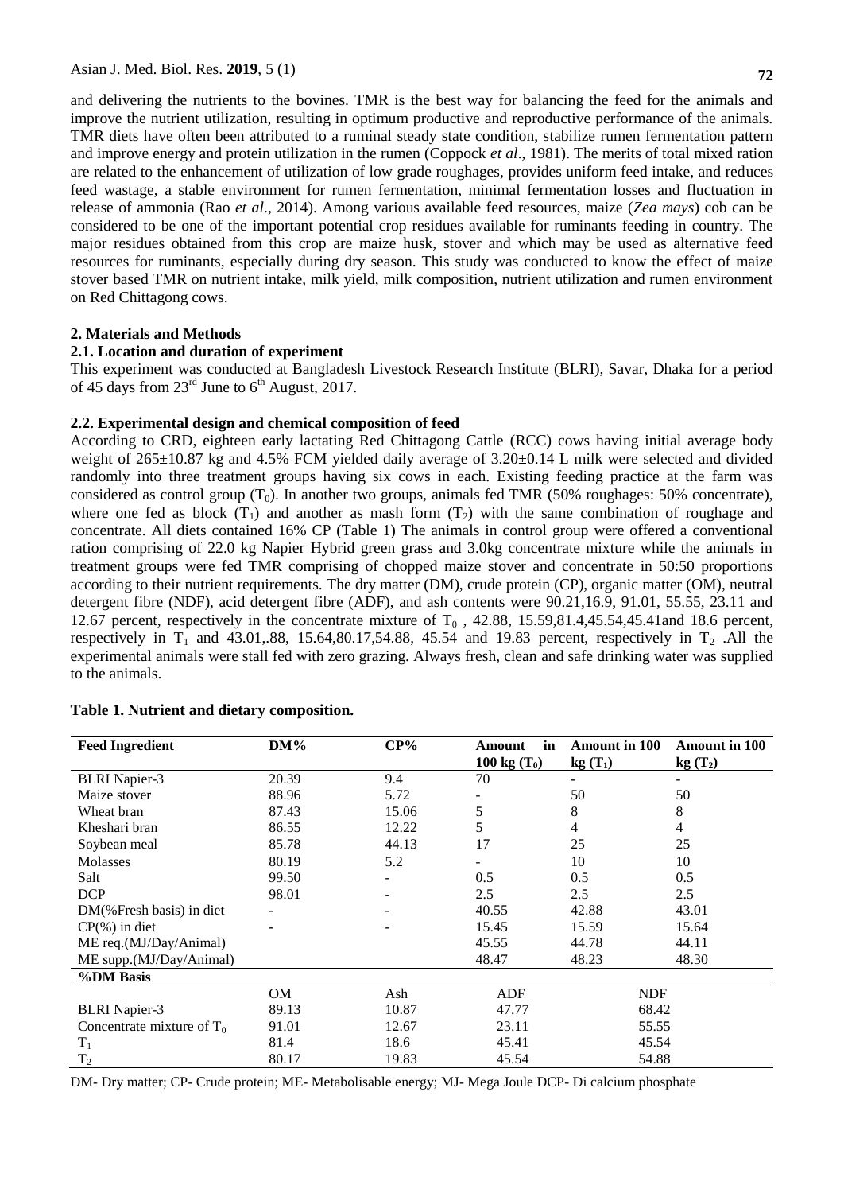and delivering the nutrients to the bovines. TMR is the best way for balancing the feed for the animals and improve the nutrient utilization, resulting in optimum productive and reproductive performance of the animals. TMR diets have often been attributed to a ruminal steady state condition, stabilize rumen fermentation pattern and improve energy and protein utilization in the rumen (Coppock *et al*., 1981). The merits of total mixed ration are related to the enhancement of utilization of low grade roughages, provides uniform feed intake, and reduces feed wastage, a stable environment for rumen fermentation, minimal fermentation losses and fluctuation in release of ammonia (Rao *et al*., 2014). Among various available feed resources, maize (*Zea mays*) cob can be considered to be one of the important potential crop residues available for ruminants feeding in country. The major residues obtained from this crop are maize husk, stover and which may be used as alternative feed resources for ruminants, especially during dry season. This study was conducted to know the effect of maize stover based TMR on nutrient intake, milk yield, milk composition, nutrient utilization and rumen environment on Red Chittagong cows.

## 2. Materials and Methods

### 2.1. Location and duration of experiment

This experiment was conducted at Bangladesh Livestock Research Institute (BLRI), Savar, Dhaka for a period of 45 days from 23rd June to 6th August, 2017.

### 2.2. Experimental design and chemical composition of feed

According to CRD, eighteen early lactating Red Chittagong Cattle (RCC) cows having initial average body weight of 265±10.87 kg and 4.5% FCM yielded daily average of 3.20±0.14 L milk were selected and divided randomly into three treatment groups having six cows in each. Existing feeding practice at the farm was considered as control group ($T_0$). In another two groups, animals fed TMR (50% roughages: 50% concentrate), where one fed as block ($T_1$) and another as mash form ($T_2$) with the same combination of roughage and concentrate. All diets contained 16% CP (Table 1) The animals in control group were offered a conventional ration comprising of 22.0 kg Napier Hybrid green grass and 3.0kg concentrate mixture while the animals in treatment groups were fed TMR comprising of chopped maize stover and concentrate in 50:50 proportions according to their nutrient requirements. The dry matter (DM), crude protein (CP), organic matter (OM), neutral detergent fibre (NDF), acid detergent fibre (ADF), and ash contents were 90.21,16.9, 91.01, 55.55, 23.11 and 12.67 percent, respectively in the concentrate mixture of $T_0$ , 42.88, 15.59,81.4,45.54,45.41and 18.6 percent, respectively in $T_1$ and 43.01,.88, 15.64,80.17,54.88, 45.54 and 19.83 percent, respectively in $T_2$ .All the experimental animals were stall fed with zero grazing. Always fresh, clean and safe drinking water was supplied to the animals.

**Table 1. Nutrient and dietary composition.**

| Feed Ingredient | DM% | CP% | Amount in 100 kg ($T_0$) | Amount in 100 kg ($T_1$) | Amount in 100 kg ($T_2$) |
|---|---|---|---|---|---|
| BLRI Napier-3 | 20.39 | 9.4 | 70 | - | - |
| Maize stover | 88.96 | 5.72 | - | 50 | 50 |
| Wheat bran | 87.43 | 15.06 | 5 | 8 | 8 |
| Kheshari bran | 86.55 | 12.22 | 5 | 4 | 4 |
| Soybean meal | 85.78 | 44.13 | 17 | 25 | 25 |
| Molasses | 80.19 | 5.2 | - | 10 | 10 |
| Salt | 99.50 | - | 0.5 | 0.5 | 0.5 |
| DCP | 98.01 | - | 2.5 | 2.5 | 2.5 |
| DM(%Fresh basis) in diet | - | - | 40.55 | 42.88 | 43.01 |
| CP(%) in diet | - | - | 15.45 | 15.59 | 15.64 |
| ME req.(MJ/Day/Animal) | | | 45.55 | 44.78 | 44.11 |
| ME supp.(MJ/Day/Animal) | | | 48.47 | 48.23 | 48.30 |
| **%DM Basis** | | | | | |
| | OM | Ash | ADF | NDF | |
| BLRI Napier-3 | 89.13 | 10.87 | 47.77 | 68.42 | |
| Concentrate mixture of $T_0$ | 91.01 | 12.67 | 23.11 | 55.55 | |
| $T_1$ | 81.4 | 18.6 | 45.41 | 45.54 | |
| $T_2$ | 80.17 | 19.83 | 45.54 | 54.88 | |

DM- Dry matter; CP- Crude protein; ME- Metabolisable energy; MJ- Mega Joule DCP- Di calcium phosphate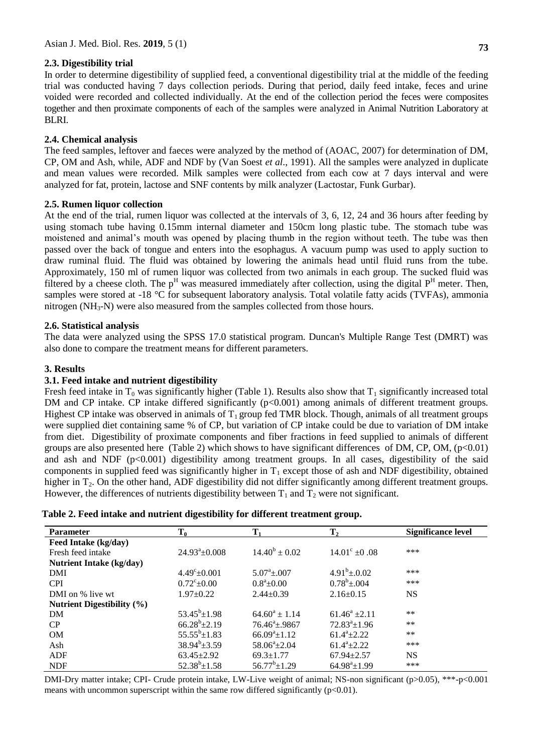### 2.3. Digestibility trial

In order to determine digestibility of supplied feed, a conventional digestibility trial at the middle of the feeding trial was conducted having 7 days collection periods. During that period, daily feed intake, feces and urine voided were recorded and collected individually. At the end of the collection period the feces were composites together and then proximate components of each of the samples were analyzed in Animal Nutrition Laboratory at BLRI.

### 2.4. Chemical analysis

The feed samples, leftover and faeces were analyzed by the method of (AOAC, 2007) for determination of DM, CP, OM and Ash, while, ADF and NDF by (Van Soest *et al*., 1991). All the samples were analyzed in duplicate and mean values were recorded. Milk samples were collected from each cow at 7 days interval and were analyzed for fat, protein, lactose and SNF contents by milk analyzer (Lactostar, Funk Gurbar).

### 2.5. Rumen liquor collection

At the end of the trial, rumen liquor was collected at the intervals of 3, 6, 12, 24 and 36 hours after feeding by using stomach tube having 0.15mm internal diameter and 150cm long plastic tube. The stomach tube was moistened and animal's mouth was opened by placing thumb in the region without teeth. The tube was then passed over the back of tongue and enters into the esophagus. A vacuum pump was used to apply suction to draw ruminal fluid. The fluid was obtained by lowering the animals head until fluid runs from the tube. Approximately, 150 ml of rumen liquor was collected from two animals in each group. The sucked fluid was filtered by a cheese cloth. The $p^H$ was measured immediately after collection, using the digital $P^H$ meter. Then, samples were stored at -18 °C for subsequent laboratory analysis. Total volatile fatty acids (TVFAs), ammonia nitrogen ($NH_3$-N) were also measured from the samples collected from those hours.

### 2.6. Statistical analysis

The data were analyzed using the SPSS 17.0 statistical program. Duncan's Multiple Range Test (DMRT) was also done to compare the treatment means for different parameters.

## 3. Results

### 3.1. Feed intake and nutrient digestibility

Fresh feed intake in $T_0$ was significantly higher (Table 1). Results also show that $T_1$ significantly increased total DM and CP intake. CP intake differed significantly ($p<0.001$) among animals of different treatment groups. Highest CP intake was observed in animals of $T_1$ group fed TMR block. Though, animals of all treatment groups were supplied diet containing same % of CP, but variation of CP intake could be due to variation of DM intake from diet. Digestibility of proximate components and fiber fractions in feed supplied to animals of different groups are also presented here (Table 2) which shows to have significant differences of DM, CP, OM, ($p<0.01$) and ash and NDF ($p<0.001$) digestibility among treatment groups. In all cases, digestibility of the said components in supplied feed was significantly higher in $T_1$ except those of ash and NDF digestibility, obtained higher in $T_2$. On the other hand, ADF digestibility did not differ significantly among different treatment groups. However, the differences of nutrients digestibility between $T_1$ and $T_2$ were not significant.

**Table 2. Feed intake and nutrient digestibility for different treatment group.**

| Parameter | $T_0$ | $T_1$ | $T_2$ | Significance level |
|---|---|---|---|---|
| **Feed Intake (kg/day)** | | | | |
| Fresh feed intake | $24.93^a$±0.008 | $14.40^b$ ± 0.02 | $14.01^c$ ±0 .08 | *** |
| **Nutrient Intake (kg/day)** | | | | |
| DMI | $4.49^c$±0.001 | $5.07^a$±.007 | $4.91^b$±.0.02 | *** |
| CPI | $0.72^c$±0.00 | $0.8^a$±0.00 | $0.78^b$±.004 | *** |
| DMI on % live wt | 1.97±0.22 | 2.44±0.39 | 2.16±0.15 | NS |
| **Nutrient Digestibility (%)** | | | | |
| DM | $53.45^b$±1.98 | $64.60^a$ ± 1.14 | $61.46^a$ ±2.11 | ** |
| CP | $66.28^b$±2.19 | $76.46^a$±.9867 | $72.83^a$±1.96 | ** |
| OM | $55.55^b$±1.83 | $66.09^a$±1.12 | $61.4^a$±2.22 | ** |
| Ash | $38.94^b$±3.59 | $58.06^a$±2.04 | $61.4^a$±2.22 | *** |
| ADF | 63.45±2.92 | 69.3±1.77 | 67.94±2.57 | NS |
| NDF | $52.38^b$±1.58 | $56.77^b$±1.29 | $64.98^a$±1.99 | *** |

DMI-Dry matter intake; CPI- Crude protein intake, LW-Live weight of animal; NS-non significant ($p>0.05$), ***-$p<0.001$ means with uncommon superscript within the same row differed significantly ($p<0.01$).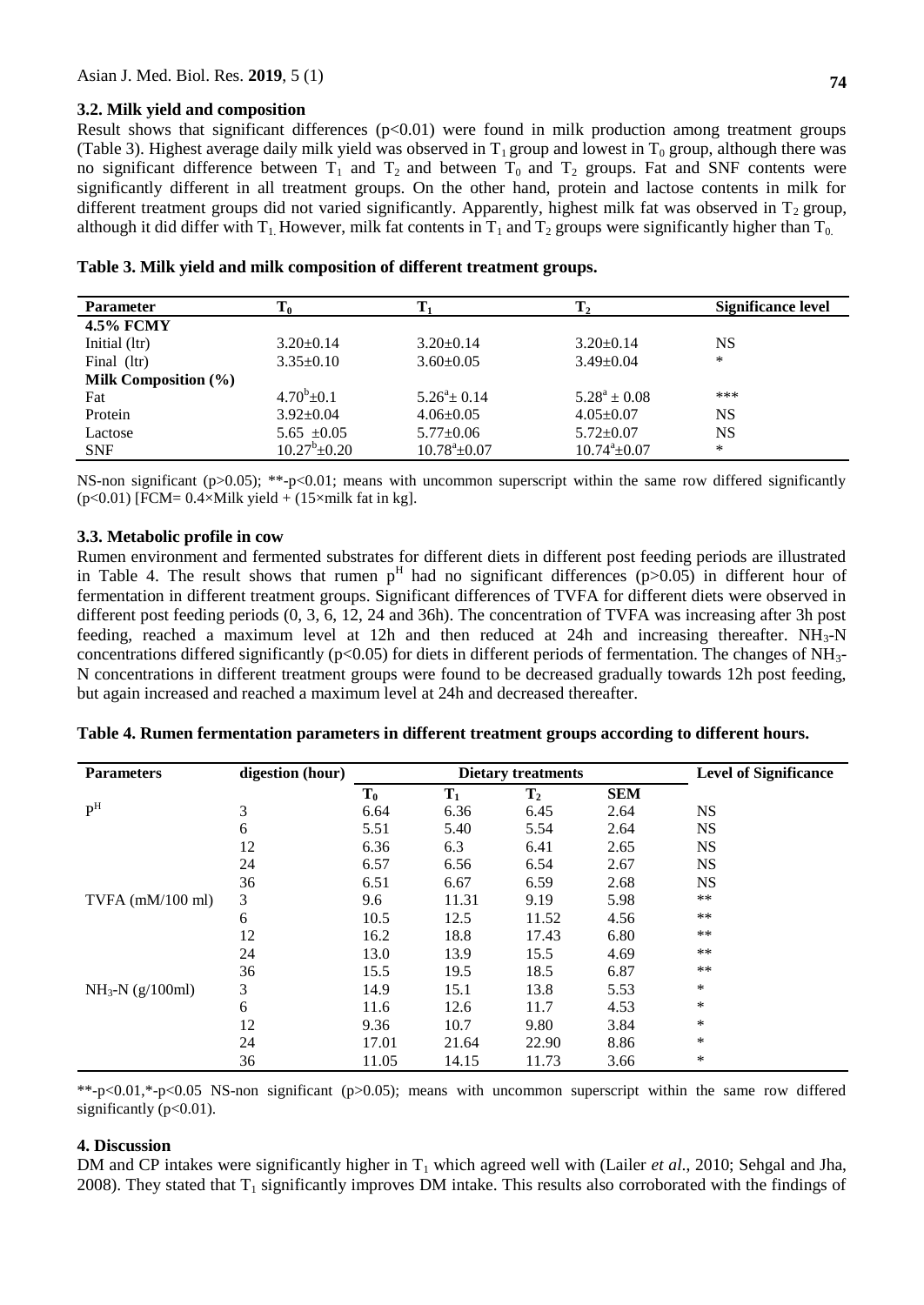### 3.2. Milk yield and composition

Result shows that significant differences ($p<0.01$) were found in milk production among treatment groups (Table 3). Highest average daily milk yield was observed in $T_1$ group and lowest in $T_0$ group, although there was no significant difference between $T_1$ and $T_2$ and between $T_0$ and $T_2$ groups. Fat and SNF contents were significantly different in all treatment groups. On the other hand, protein and lactose contents in milk for different treatment groups did not varied significantly. Apparently, highest milk fat was observed in $T_2$ group, although it did differ with $T_1$. However, milk fat contents in $T_1$ and $T_2$ groups were significantly higher than $T_0$.

**Table 3. Milk yield and milk composition of different treatment groups.**

| Parameter | $T_0$ | $T_1$ | $T_2$ | Significance level |
|---|---|---|---|---|
| **4.5% FCMY** | | | | |
| Initial (ltr) | 3.20±0.14 | 3.20±0.14 | 3.20±0.14 | NS |
| Final (ltr) | 3.35±0.10 | 3.60±0.05 | 3.49±0.04 | * |
| **Milk Composition (%)** | | | | |
| Fat | $4.70^b$±0.1 | $5.26^a$± 0.14 | $5.28^a$ ± 0.08 | *** |
| Protein | 3.92±0.04 | 4.06±0.05 | 4.05±0.07 | NS |
| Lactose | 5.65 ±0.05 | 5.77±0.06 | 5.72±0.07 | NS |
| SNF | $10.27^b$±0.20 | $10.78^a$±0.07 | $10.74^a$±0.07 | * |

NS-non significant ($p>0.05$); **-$p<0.01$; means with uncommon superscript within the same row differed significantly ($p<0.01$) [FCM= 0.4×Milk yield + (15×milk fat in kg].

### 3.3. Metabolic profile in cow

Rumen environment and fermented substrates for different diets in different post feeding periods are illustrated in Table 4. The result shows that rumen $p^H$ had no significant differences ($p>0.05$) in different hour of fermentation in different treatment groups. Significant differences of TVFA for different diets were observed in different post feeding periods (0, 3, 6, 12, 24 and 36h). The concentration of TVFA was increasing after 3h post feeding, reached a maximum level at 12h and then reduced at 24h and increasing thereafter. $NH_3$-N concentrations differed significantly ($p<0.05$) for diets in different periods of fermentation. The changes of $NH_3$-N concentrations in different treatment groups were found to be decreased gradually towards 12h post feeding, but again increased and reached a maximum level at 24h and decreased thereafter.

**Table 4. Rumen fermentation parameters in different treatment groups according to different hours.**

| Parameters | digestion (hour) | Dietary treatments | | | | Level of Significance |
|---|---|---|---|---|---|---|
| | | $T_0$ | $T_1$ | $T_2$ | SEM | |
| $p^H$ | 3 | 6.64 | 6.36 | 6.45 | 2.64 | NS |
| | 6 | 5.51 | 5.40 | 5.54 | 2.64 | NS |
| | 12 | 6.36 | 6.3 | 6.41 | 2.65 | NS |
| | 24 | 6.57 | 6.56 | 6.54 | 2.67 | NS |
| | 36 | 6.51 | 6.67 | 6.59 | 2.68 | NS |
| TVFA (mM/100 ml) | 3 | 9.6 | 11.31 | 9.19 | 5.98 | ** |
| | 6 | 10.5 | 12.5 | 11.52 | 4.56 | ** |
| | 12 | 16.2 | 18.8 | 17.43 | 6.80 | ** |
| | 24 | 13.0 | 13.9 | 15.5 | 4.69 | ** |
| | 36 | 15.5 | 19.5 | 18.5 | 6.87 | ** |
| $NH_3$-N (g/100ml) | 3 | 14.9 | 15.1 | 13.8 | 5.53 | * |
| | 6 | 11.6 | 12.6 | 11.7 | 4.53 | * |
| | 12 | 9.36 | 10.7 | 9.80 | 3.84 | * |
| | 24 | 17.01 | 21.64 | 22.90 | 8.86 | * |
| | 36 | 11.05 | 14.15 | 11.73 | 3.66 | * |

**-$p<0.01$,*-$p<0.05$ NS-non significant ($p>0.05$); means with uncommon superscript within the same row differed significantly ($p<0.01$).

## 4. Discussion

DM and CP intakes were significantly higher in $T_1$ which agreed well with (Lailer *et al*., 2010; Sehgal and Jha, 2008). They stated that $T_1$ significantly improves DM intake. This results also corroborated with the findings of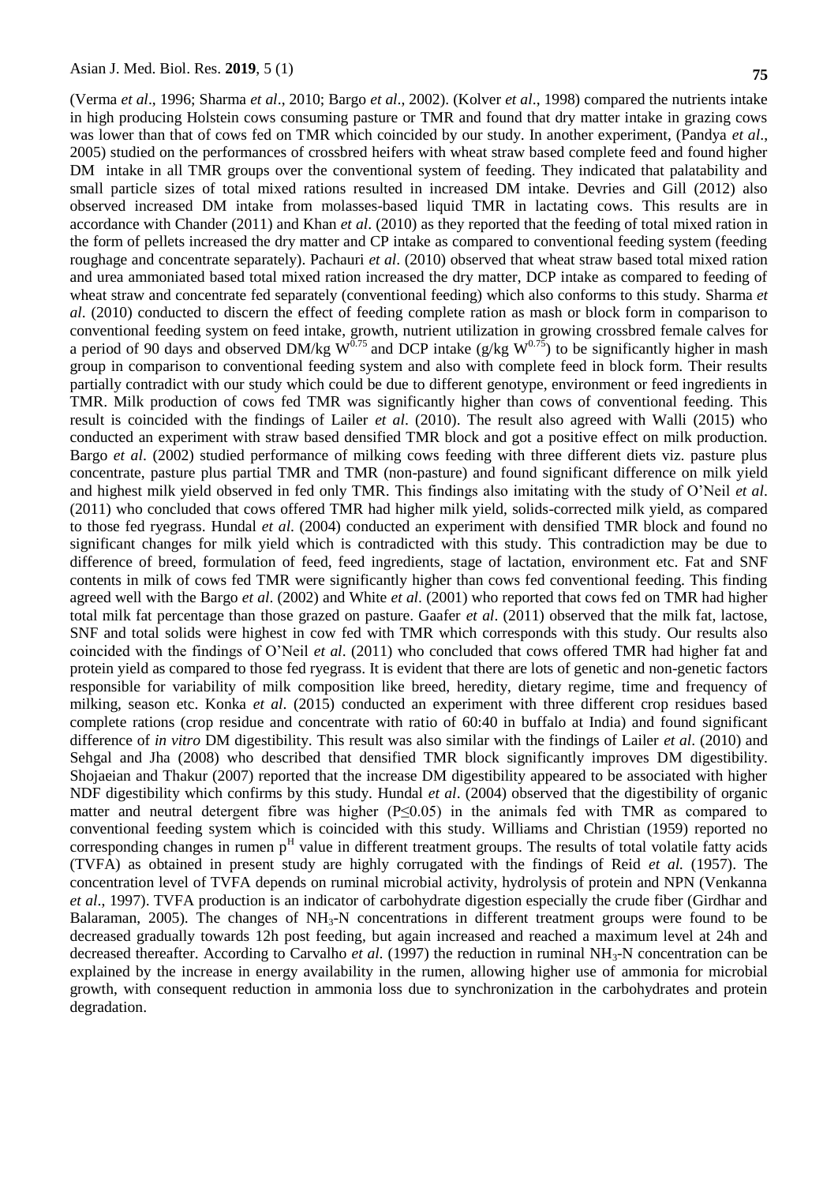(Verma *et al*., 1996; Sharma *et al*., 2010; Bargo *et al*., 2002). (Kolver *et al*., 1998) compared the nutrients intake in high producing Holstein cows consuming pasture or TMR and found that dry matter intake in grazing cows was lower than that of cows fed on TMR which coincided by our study. In another experiment, (Pandya *et al*., 2005) studied on the performances of crossbred heifers with wheat straw based complete feed and found higher DM intake in all TMR groups over the conventional system of feeding. They indicated that palatability and small particle sizes of total mixed rations resulted in increased DM intake. Devries and Gill (2012) also observed increased DM intake from molasses-based liquid TMR in lactating cows. This results are in accordance with Chander (2011) and Khan *et al*. (2010) as they reported that the feeding of total mixed ration in the form of pellets increased the dry matter and CP intake as compared to conventional feeding system (feeding roughage and concentrate separately). Pachauri *et al*. (2010) observed that wheat straw based total mixed ration and urea ammoniated based total mixed ration increased the dry matter, DCP intake as compared to feeding of wheat straw and concentrate fed separately (conventional feeding) which also conforms to this study. Sharma *et al*. (2010) conducted to discern the effect of feeding complete ration as mash or block form in comparison to conventional feeding system on feed intake, growth, nutrient utilization in growing crossbred female calves for a period of 90 days and observed DM/kg $W^{0.75}$ and DCP intake (g/kg $W^{0.75}$) to be significantly higher in mash group in comparison to conventional feeding system and also with complete feed in block form. Their results partially contradict with our study which could be due to different genotype, environment or feed ingredients in TMR. Milk production of cows fed TMR was significantly higher than cows of conventional feeding. This result is coincided with the findings of Lailer *et al*. (2010). The result also agreed with Walli (2015) who conducted an experiment with straw based densified TMR block and got a positive effect on milk production. Bargo *et al*. (2002) studied performance of milking cows feeding with three different diets viz. pasture plus concentrate, pasture plus partial TMR and TMR (non-pasture) and found significant difference on milk yield and highest milk yield observed in fed only TMR. This findings also imitating with the study of O'Neil *et al*. (2011) who concluded that cows offered TMR had higher milk yield, solids-corrected milk yield, as compared to those fed ryegrass. Hundal *et al*. (2004) conducted an experiment with densified TMR block and found no significant changes for milk yield which is contradicted with this study. This contradiction may be due to difference of breed, formulation of feed, feed ingredients, stage of lactation, environment etc. Fat and SNF contents in milk of cows fed TMR were significantly higher than cows fed conventional feeding. This finding agreed well with the Bargo *et al*. (2002) and White *et al*. (2001) who reported that cows fed on TMR had higher total milk fat percentage than those grazed on pasture. Gaafer *et al*. (2011) observed that the milk fat, lactose, SNF and total solids were highest in cow fed with TMR which corresponds with this study. Our results also coincided with the findings of O'Neil *et al*. (2011) who concluded that cows offered TMR had higher fat and protein yield as compared to those fed ryegrass. It is evident that there are lots of genetic and non-genetic factors responsible for variability of milk composition like breed, heredity, dietary regime, time and frequency of milking, season etc. Konka *et al*. (2015) conducted an experiment with three different crop residues based complete rations (crop residue and concentrate with ratio of 60:40 in buffalo at India) and found significant difference of *in vitro* DM digestibility. This result was also similar with the findings of Lailer *et al*. (2010) and Sehgal and Jha (2008) who described that densified TMR block significantly improves DM digestibility. Shojaeian and Thakur (2007) reported that the increase DM digestibility appeared to be associated with higher NDF digestibility which confirms by this study. Hundal *et al*. (2004) observed that the digestibility of organic matter and neutral detergent fibre was higher ($P \leq 0.05$) in the animals fed with TMR as compared to conventional feeding system which is coincided with this study. Williams and Christian (1959) reported no corresponding changes in rumen $p^H$ value in different treatment groups. The results of total volatile fatty acids (TVFA) as obtained in present study are highly corrugated with the findings of Reid *et al.* (1957). The concentration level of TVFA depends on ruminal microbial activity, hydrolysis of protein and NPN (Venkanna *et al*., 1997). TVFA production is an indicator of carbohydrate digestion especially the crude fiber (Girdhar and Balaraman, 2005). The changes of $NH_3$-N concentrations in different treatment groups were found to be decreased gradually towards 12h post feeding, but again increased and reached a maximum level at 24h and decreased thereafter. According to Carvalho *et al.* (1997) the reduction in ruminal $NH_3$-N concentration can be explained by the increase in energy availability in the rumen, allowing higher use of ammonia for microbial growth, with consequent reduction in ammonia loss due to synchronization in the carbohydrates and protein degradation.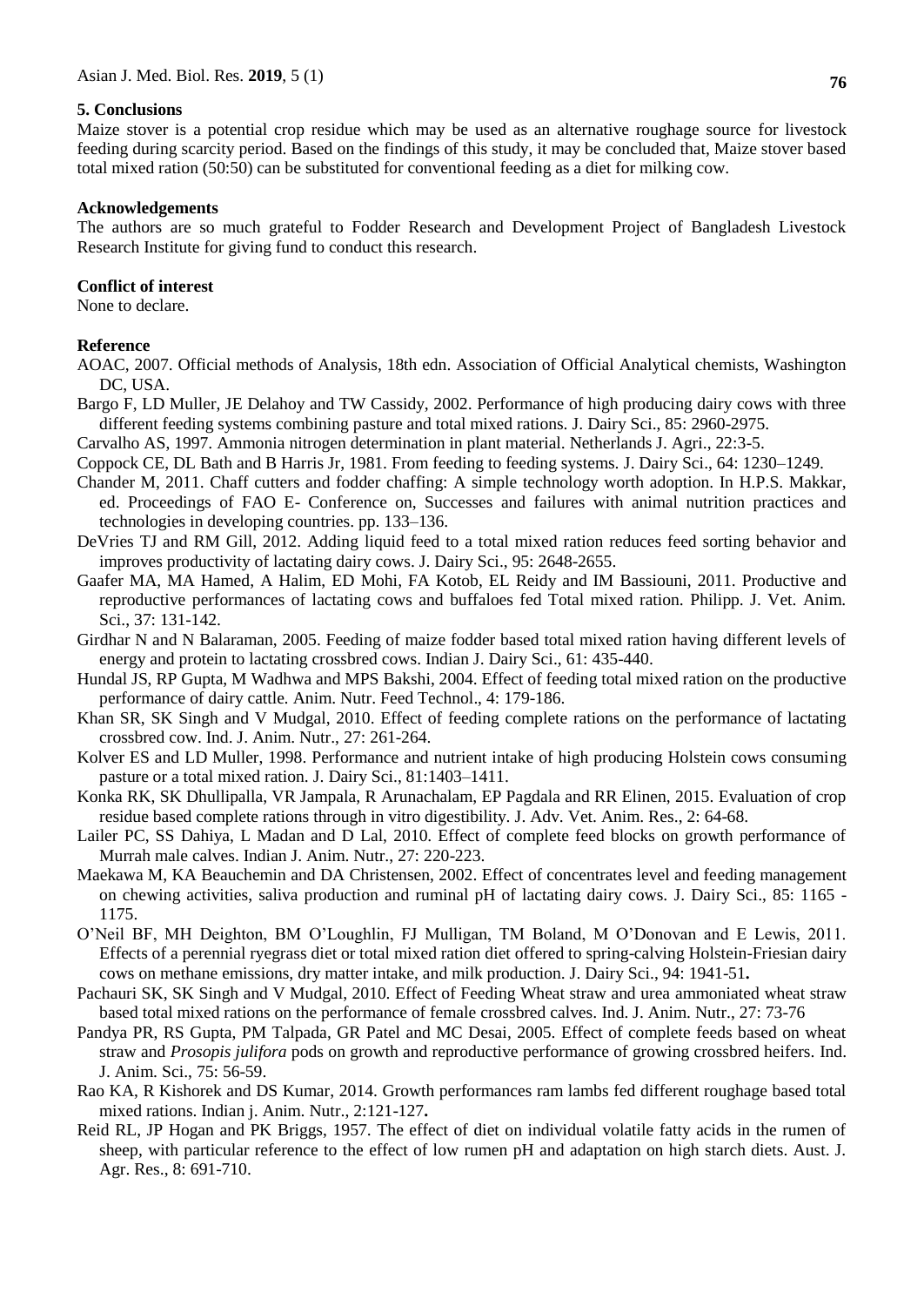## 5. Conclusions

Maize stover is a potential crop residue which may be used as an alternative roughage source for livestock feeding during scarcity period. Based on the findings of this study, it may be concluded that, Maize stover based total mixed ration (50:50) can be substituted for conventional feeding as a diet for milking cow.

## Acknowledgements

The authors are so much grateful to Fodder Research and Development Project of Bangladesh Livestock Research Institute for giving fund to conduct this research.

## Conflict of interest

None to declare.

## Reference

AOAC, 2007. Official methods of Analysis, 18th edn. Association of Official Analytical chemists, Washington DC, USA.

Bargo F, LD Muller, JE Delahoy and TW Cassidy, 2002. Performance of high producing dairy cows with three different feeding systems combining pasture and total mixed rations. J. Dairy Sci., 85: 2960-2975.

Carvalho AS, 1997. Ammonia nitrogen determination in plant material. Netherlands J. Agri., 22:3-5.

Coppock CE, DL Bath and B Harris Jr, 1981. From feeding to feeding systems. J. Dairy Sci., 64: 1230–1249.

Chander M, 2011. Chaff cutters and fodder chaffing: A simple technology worth adoption. In H.P.S. Makkar, ed. Proceedings of FAO E- Conference on, Successes and failures with animal nutrition practices and technologies in developing countries. pp. 133–136.

DeVries TJ and RM Gill, 2012. Adding liquid feed to a total mixed ration reduces feed sorting behavior and improves productivity of lactating dairy cows. J. Dairy Sci., 95: 2648-2655.

Gaafer MA, MA Hamed, A Halim, ED Mohi, FA Kotob, EL Reidy and IM Bassiouni, 2011. Productive and reproductive performances of lactating cows and buffaloes fed Total mixed ration. Philipp. J. Vet. Anim. Sci., 37: 131-142.

Girdhar N and N Balaraman, 2005. Feeding of maize fodder based total mixed ration having different levels of energy and protein to lactating crossbred cows. Indian J. Dairy Sci., 61: 435-440.

Hundal JS, RP Gupta, M Wadhwa and MPS Bakshi, 2004. Effect of feeding total mixed ration on the productive performance of dairy cattle. Anim. Nutr. Feed Technol., 4: 179-186.

Khan SR, SK Singh and V Mudgal, 2010. Effect of feeding complete rations on the performance of lactating crossbred cow. Ind. J. Anim. Nutr., 27: 261-264.

Kolver ES and LD Muller, 1998. Performance and nutrient intake of high producing Holstein cows consuming pasture or a total mixed ration. J. Dairy Sci., 81:1403–1411.

Konka RK, SK Dhullipalla, VR Jampala, R Arunachalam, EP Pagdala and RR Elinen, 2015. Evaluation of crop residue based complete rations through in vitro digestibility. J. Adv. Vet. Anim. Res., 2: 64-68.

Lailer PC, SS Dahiya, L Madan and D Lal, 2010. Effect of complete feed blocks on growth performance of Murrah male calves. Indian J. Anim. Nutr., 27: 220-223.

Maekawa M, KA Beauchemin and DA Christensen, 2002. Effect of concentrates level and feeding management on chewing activities, saliva production and ruminal pH of lactating dairy cows. J. Dairy Sci., 85: 1165 - 1175.

O'Neil BF, MH Deighton, BM O'Loughlin, FJ Mulligan, TM Boland, M O'Donovan and E Lewis, 2011. Effects of a perennial ryegrass diet or total mixed ration diet offered to spring-calving Holstein-Friesian dairy cows on methane emissions, dry matter intake, and milk production. J. Dairy Sci., 94: 1941-51**.**

Pachauri SK, SK Singh and V Mudgal, 2010. Effect of Feeding Wheat straw and urea ammoniated wheat straw based total mixed rations on the performance of female crossbred calves. Ind. J. Anim. Nutr., 27: 73-76

Pandya PR, RS Gupta, PM Talpada, GR Patel and MC Desai, 2005. Effect of complete feeds based on wheat straw and *Prosopis julifora* pods on growth and reproductive performance of growing crossbred heifers. Ind. J. Anim. Sci., 75: 56-59.

Rao KA, R Kishorek and DS Kumar, 2014. Growth performances ram lambs fed different roughage based total mixed rations. Indian j. Anim. Nutr., 2:121-127**.**

Reid RL, JP Hogan and PK Briggs, 1957. The effect of diet on individual volatile fatty acids in the rumen of sheep, with particular reference to the effect of low rumen pH and adaptation on high starch diets. Aust. J. Agr. Res., 8: 691-710.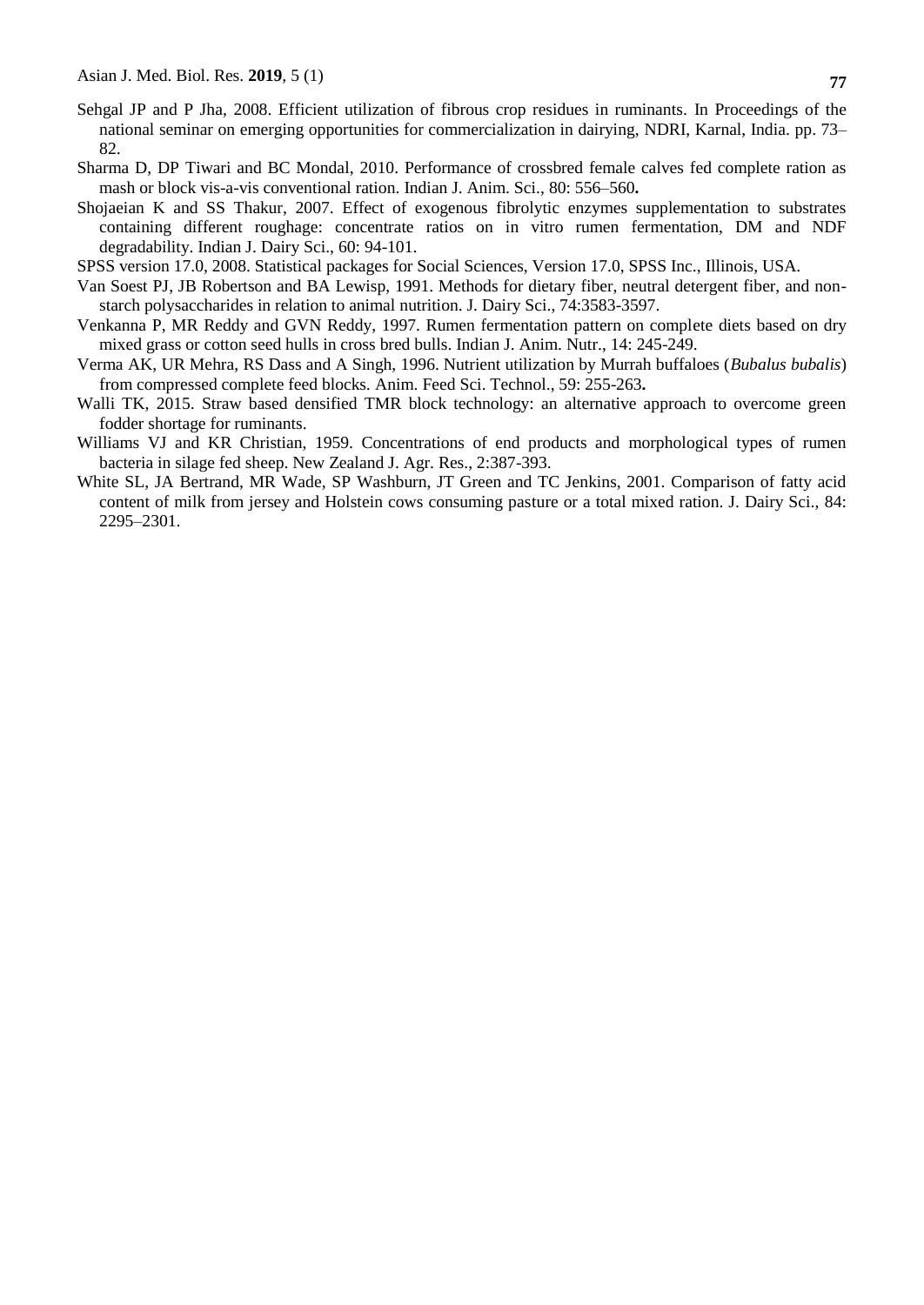Sehgal JP and P Jha, 2008. Efficient utilization of fibrous crop residues in ruminants. In Proceedings of the national seminar on emerging opportunities for commercialization in dairying, NDRI, Karnal, India. pp. 73–82.

Sharma D, DP Tiwari and BC Mondal, 2010. Performance of crossbred female calves fed complete ration as mash or block vis-a-vis conventional ration. Indian J. Anim. Sci., 80: 556–560**.**

Shojaeian K and SS Thakur, 2007. Effect of exogenous fibrolytic enzymes supplementation to substrates containing different roughage: concentrate ratios on in vitro rumen fermentation, DM and NDF degradability. Indian J. Dairy Sci., 60: 94-101.

SPSS version 17.0, 2008. Statistical packages for Social Sciences, Version 17.0, SPSS Inc., Illinois, USA.

Van Soest PJ, JB Robertson and BA Lewisp, 1991. Methods for dietary fiber, neutral detergent fiber, and non-starch polysaccharides in relation to animal nutrition. J. Dairy Sci., 74:3583-3597.

Venkanna P, MR Reddy and GVN Reddy, 1997. Rumen fermentation pattern on complete diets based on dry mixed grass or cotton seed hulls in cross bred bulls. Indian J. Anim. Nutr., 14: 245-249.

Verma AK, UR Mehra, RS Dass and A Singh, 1996. Nutrient utilization by Murrah buffaloes (*Bubalus bubalis*) from compressed complete feed blocks. Anim. Feed Sci. Technol., 59: 255-263**.**

Walli TK, 2015. Straw based densified TMR block technology: an alternative approach to overcome green fodder shortage for ruminants.

Williams VJ and KR Christian, 1959. Concentrations of end products and morphological types of rumen bacteria in silage fed sheep. New Zealand J. Agr. Res., 2:387-393.

White SL, JA Bertrand, MR Wade, SP Washburn, JT Green and TC Jenkins, 2001. Comparison of fatty acid content of milk from jersey and Holstein cows consuming pasture or a total mixed ration. J. Dairy Sci., 84: 2295–2301.